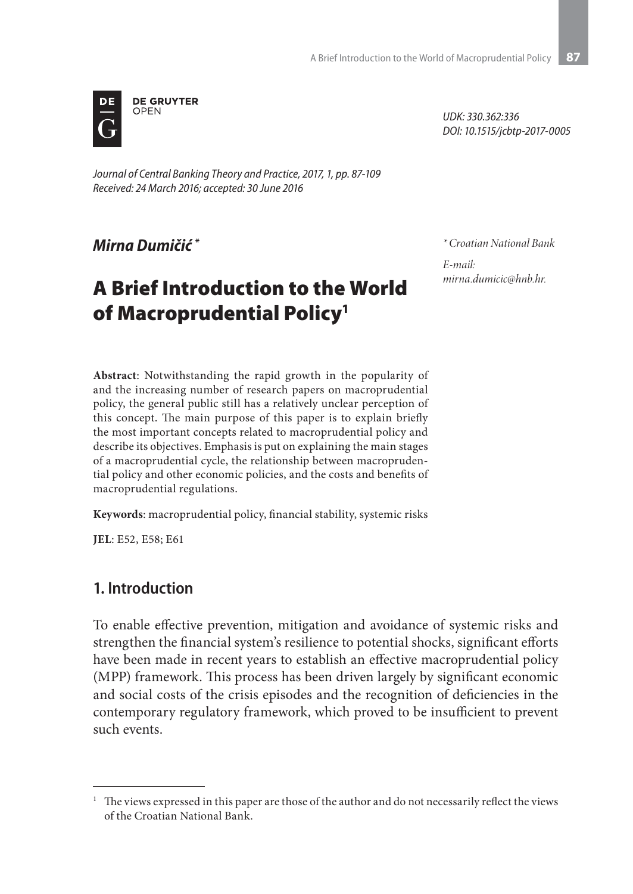DE GRUYTER
OPEN

UDK: 330.362:336
DOI: 10.1515/jcbtp-2017-0005

*Journal of Central Banking Theory and Practice, 2017, 1, pp. 87-109*
*Received: 24 March 2016; accepted: 30 June 2016*

***Mirna Dumičić*** *

\* Croatian National Bank

*E-mail:*
*mirna.dumicic@hnb.hr.*

# A Brief Introduction to the World of Macroprudential Policy[1]

**Abstract**: Notwithstanding the rapid growth in the popularity of and the increasing number of research papers on macroprudential policy, the general public still has a relatively unclear perception of this concept. The main purpose of this paper is to explain briefly the most important concepts related to macroprudential policy and describe its objectives. Emphasis is put on explaining the main stages of a macroprudential cycle, the relationship between macroprudential policy and other economic policies, and the costs and benefits of macroprudential regulations.

**Keywords**: macroprudential policy, financial stability, systemic risks

**JEL**: E52, E58; E61

## 1. Introduction

To enable effective prevention, mitigation and avoidance of systemic risks and strengthen the financial system's resilience to potential shocks, significant efforts have been made in recent years to establish an effective macroprudential policy (MPP) framework. This process has been driven largely by significant economic and social costs of the crisis episodes and the recognition of deficiencies in the contemporary regulatory framework, which proved to be insufficient to prevent such events.

[1] The views expressed in this paper are those of the author and do not necessarily reflect the views of the Croatian National Bank.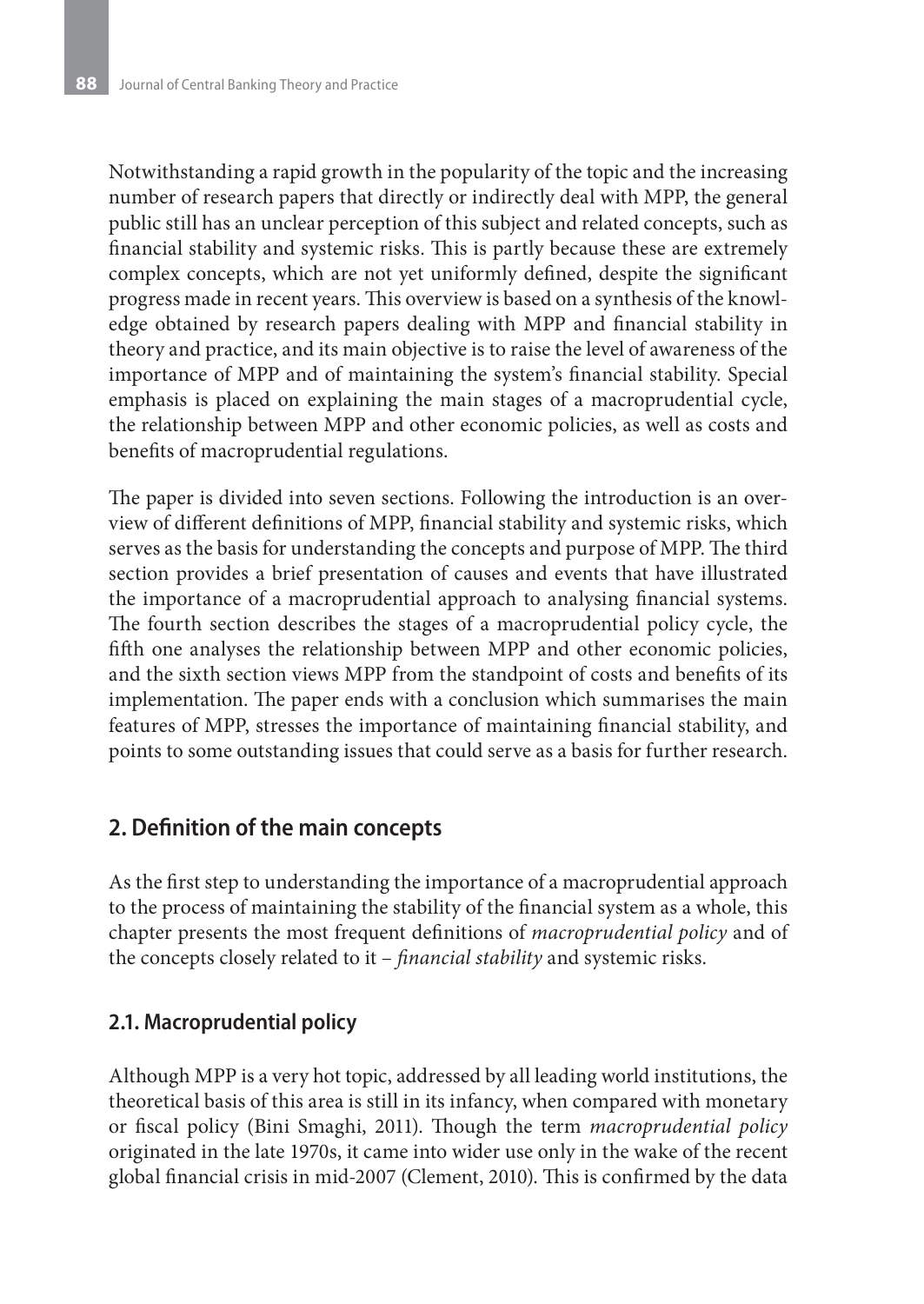Notwithstanding a rapid growth in the popularity of the topic and the increasing number of research papers that directly or indirectly deal with MPP, the general public still has an unclear perception of this subject and related concepts, such as financial stability and systemic risks. This is partly because these are extremely complex concepts, which are not yet uniformly defined, despite the significant progress made in recent years. This overview is based on a synthesis of the knowledge obtained by research papers dealing with MPP and financial stability in theory and practice, and its main objective is to raise the level of awareness of the importance of MPP and of maintaining the system's financial stability. Special emphasis is placed on explaining the main stages of a macroprudential cycle, the relationship between MPP and other economic policies, as well as costs and benefits of macroprudential regulations.

The paper is divided into seven sections. Following the introduction is an overview of different definitions of MPP, financial stability and systemic risks, which serves as the basis for understanding the concepts and purpose of MPP. The third section provides a brief presentation of causes and events that have illustrated the importance of a macroprudential approach to analysing financial systems. The fourth section describes the stages of a macroprudential policy cycle, the fifth one analyses the relationship between MPP and other economic policies, and the sixth section views MPP from the standpoint of costs and benefits of its implementation. The paper ends with a conclusion which summarises the main features of MPP, stresses the importance of maintaining financial stability, and points to some outstanding issues that could serve as a basis for further research.

## 2. Definition of the main concepts

As the first step to understanding the importance of a macroprudential approach to the process of maintaining the stability of the financial system as a whole, this chapter presents the most frequent definitions of *macroprudential policy* and of the concepts closely related to it – *financial stability* and systemic risks.

### 2.1. Macroprudential policy

Although MPP is a very hot topic, addressed by all leading world institutions, the theoretical basis of this area is still in its infancy, when compared with monetary or fiscal policy (Bini Smaghi, 2011). Though the term *macroprudential policy* originated in the late 1970s, it came into wider use only in the wake of the recent global financial crisis in mid-2007 (Clement, 2010). This is confirmed by the data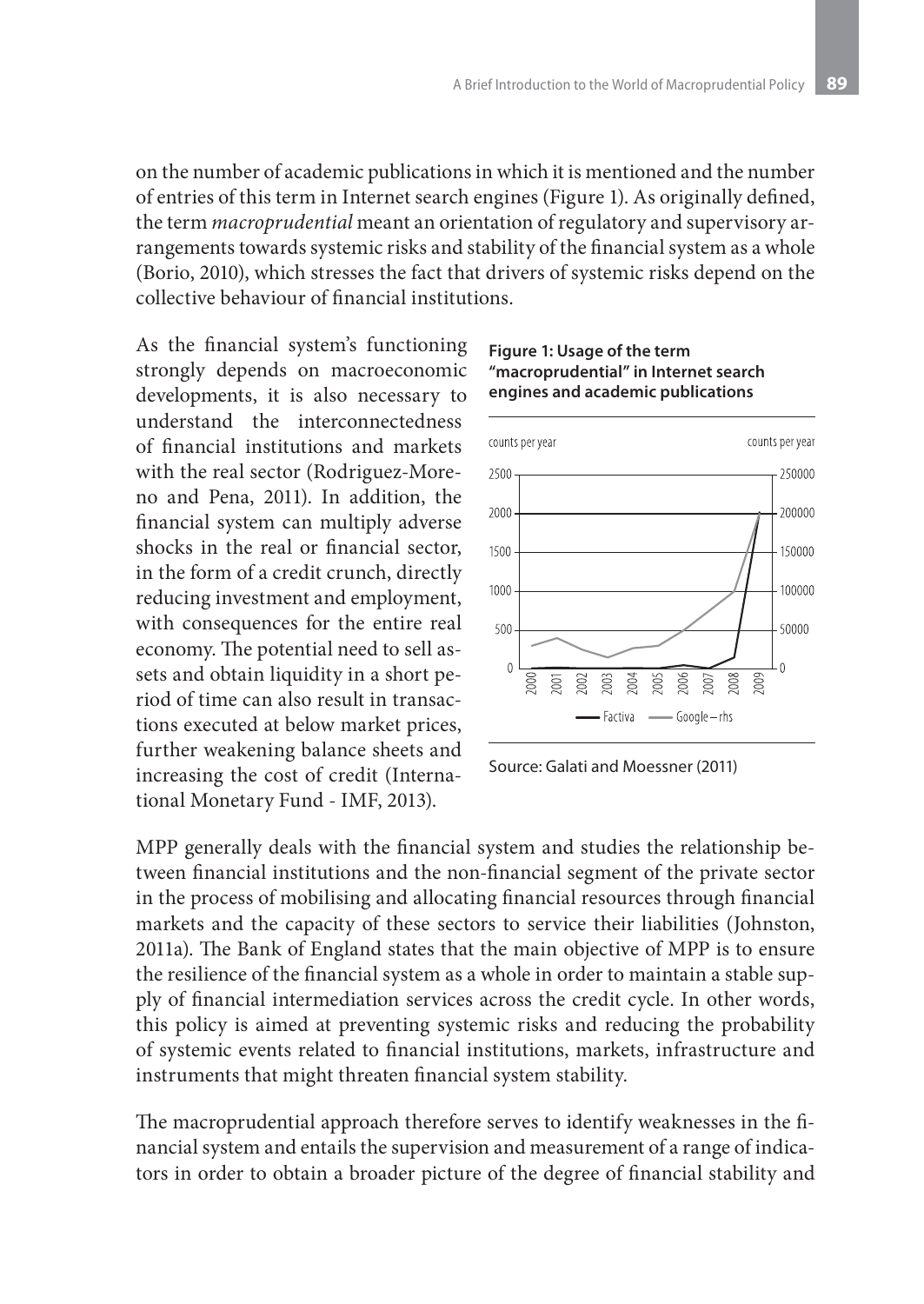on the number of academic publications in which it is mentioned and the number of entries of this term in Internet search engines (Figure 1). As originally defined, the term *macroprudential* meant an orientation of regulatory and supervisory arrangements towards systemic risks and stability of the financial system as a whole (Borio, 2010), which stresses the fact that drivers of systemic risks depend on the collective behaviour of financial institutions.

As the financial system's functioning strongly depends on macroeconomic developments, it is also necessary to understand the interconnectedness of financial institutions and markets with the real sector (Rodriguez-Moreno and Pena, 2011). In addition, the financial system can multiply adverse shocks in the real or financial sector, in the form of a credit crunch, directly reducing investment and employment, with consequences for the entire real economy. The potential need to sell assets and obtain liquidity in a short period of time can also result in transactions executed at below market prices, further weakening balance sheets and increasing the cost of credit (International Monetary Fund - IMF, 2013).

**Figure 1: Usage of the term "macroprudential" in Internet search engines and academic publications**

Source: Galati and Moessner (2011)

MPP generally deals with the financial system and studies the relationship between financial institutions and the non-financial segment of the private sector in the process of mobilising and allocating financial resources through financial markets and the capacity of these sectors to service their liabilities (Johnston, 2011a). The Bank of England states that the main objective of MPP is to ensure the resilience of the financial system as a whole in order to maintain a stable supply of financial intermediation services across the credit cycle. In other words, this policy is aimed at preventing systemic risks and reducing the probability of systemic events related to financial institutions, markets, infrastructure and instruments that might threaten financial system stability.

The macroprudential approach therefore serves to identify weaknesses in the financial system and entails the supervision and measurement of a range of indicators in order to obtain a broader picture of the degree of financial stability and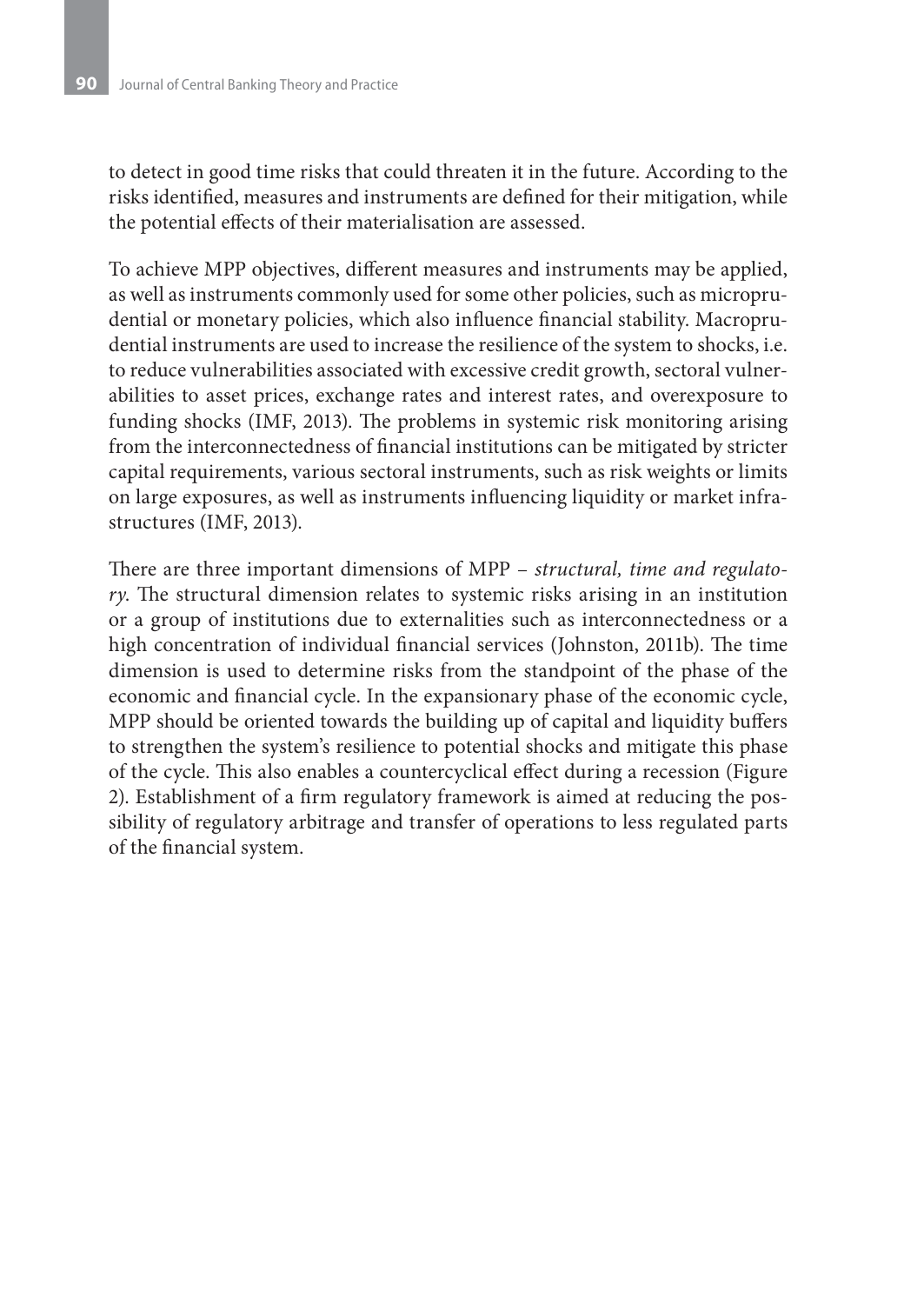to detect in good time risks that could threaten it in the future. According to the risks identified, measures and instruments are defined for their mitigation, while the potential effects of their materialisation are assessed.

To achieve MPP objectives, different measures and instruments may be applied, as well as instruments commonly used for some other policies, such as microprudential or monetary policies, which also influence financial stability. Macroprudential instruments are used to increase the resilience of the system to shocks, i.e. to reduce vulnerabilities associated with excessive credit growth, sectoral vulnerabilities to asset prices, exchange rates and interest rates, and overexposure to funding shocks (IMF, 2013). The problems in systemic risk monitoring arising from the interconnectedness of financial institutions can be mitigated by stricter capital requirements, various sectoral instruments, such as risk weights or limits on large exposures, as well as instruments influencing liquidity or market infrastructures (IMF, 2013).

There are three important dimensions of MPP – *structural, time and regulatory*. The structural dimension relates to systemic risks arising in an institution or a group of institutions due to externalities such as interconnectedness or a high concentration of individual financial services (Johnston, 2011b). The time dimension is used to determine risks from the standpoint of the phase of the economic and financial cycle. In the expansionary phase of the economic cycle, MPP should be oriented towards the building up of capital and liquidity buffers to strengthen the system's resilience to potential shocks and mitigate this phase of the cycle. This also enables a countercyclical effect during a recession (Figure 2). Establishment of a firm regulatory framework is aimed at reducing the possibility of regulatory arbitrage and transfer of operations to less regulated parts of the financial system.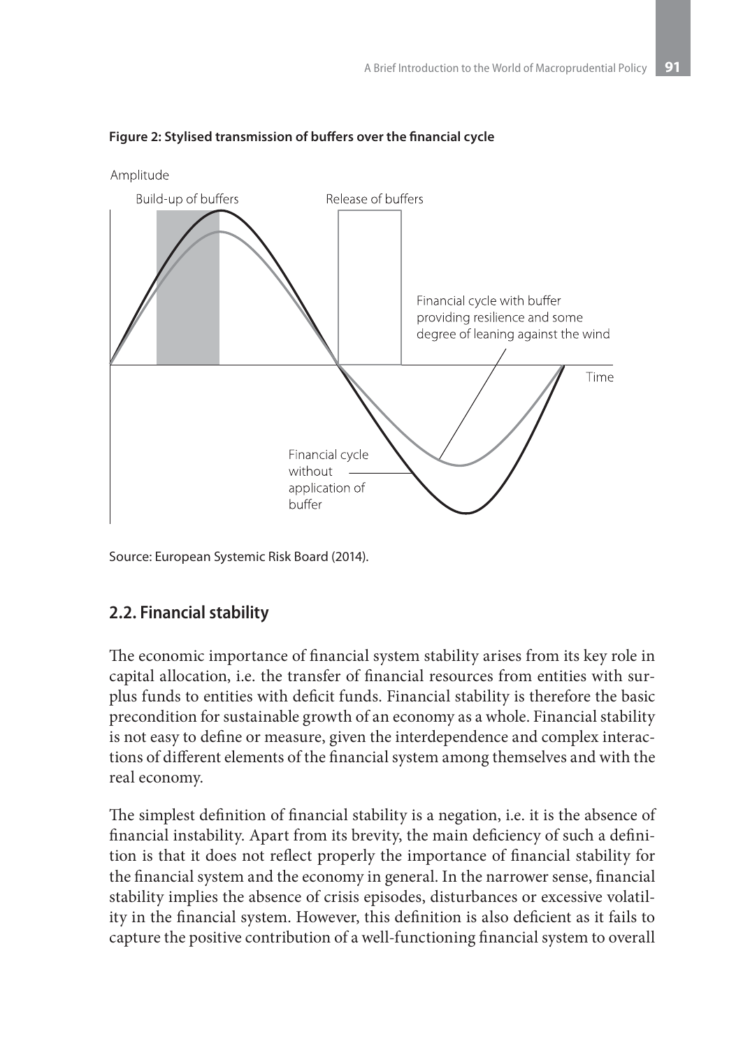**Figure 2: Stylised transmission of buffers over the financial cycle**

Source: European Systemic Risk Board (2014).

## 2.2. Financial stability

The economic importance of financial system stability arises from its key role in capital allocation, i.e. the transfer of financial resources from entities with surplus funds to entities with deficit funds. Financial stability is therefore the basic precondition for sustainable growth of an economy as a whole. Financial stability is not easy to define or measure, given the interdependence and complex interactions of different elements of the financial system among themselves and with the real economy.

The simplest definition of financial stability is a negation, i.e. it is the absence of financial instability. Apart from its brevity, the main deficiency of such a definition is that it does not reflect properly the importance of financial stability for the financial system and the economy in general. In the narrower sense, financial stability implies the absence of crisis episodes, disturbances or excessive volatility in the financial system. However, this definition is also deficient as it fails to capture the positive contribution of a well-functioning financial system to overall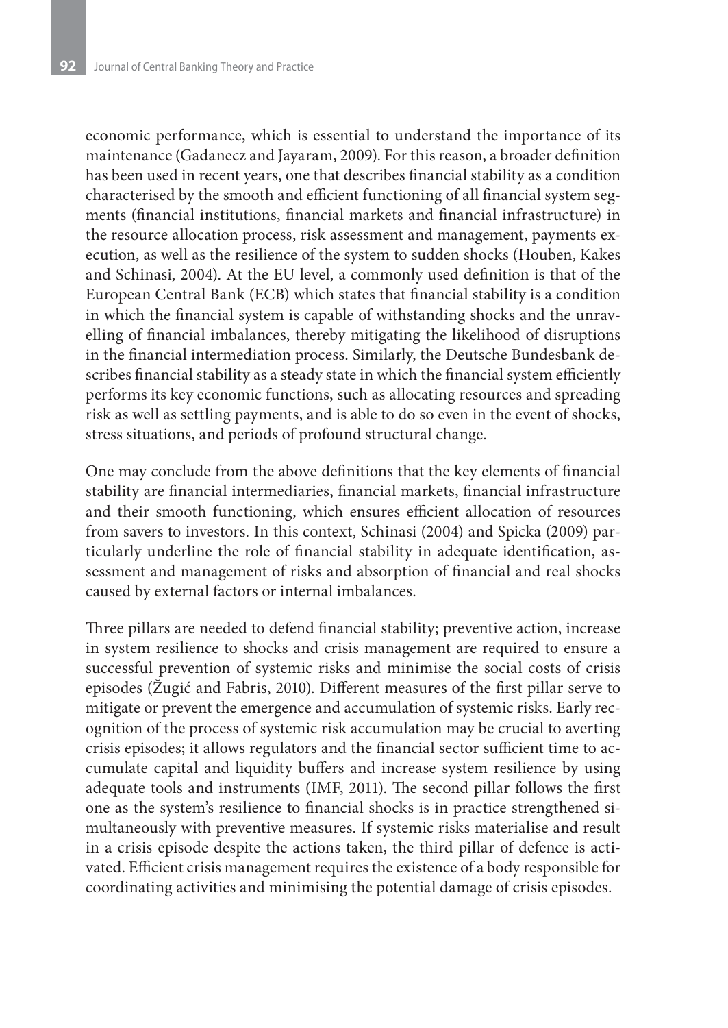economic performance, which is essential to understand the importance of its maintenance (Gadanecz and Jayaram, 2009). For this reason, a broader definition has been used in recent years, one that describes financial stability as a condition characterised by the smooth and efficient functioning of all financial system segments (financial institutions, financial markets and financial infrastructure) in the resource allocation process, risk assessment and management, payments execution, as well as the resilience of the system to sudden shocks (Houben, Kakes and Schinasi, 2004). At the EU level, a commonly used definition is that of the European Central Bank (ECB) which states that financial stability is a condition in which the financial system is capable of withstanding shocks and the unravelling of financial imbalances, thereby mitigating the likelihood of disruptions in the financial intermediation process. Similarly, the Deutsche Bundesbank describes financial stability as a steady state in which the financial system efficiently performs its key economic functions, such as allocating resources and spreading risk as well as settling payments, and is able to do so even in the event of shocks, stress situations, and periods of profound structural change.

One may conclude from the above definitions that the key elements of financial stability are financial intermediaries, financial markets, financial infrastructure and their smooth functioning, which ensures efficient allocation of resources from savers to investors. In this context, Schinasi (2004) and Spicka (2009) particularly underline the role of financial stability in adequate identification, assessment and management of risks and absorption of financial and real shocks caused by external factors or internal imbalances.

Three pillars are needed to defend financial stability; preventive action, increase in system resilience to shocks and crisis management are required to ensure a successful prevention of systemic risks and minimise the social costs of crisis episodes (Žugić and Fabris, 2010). Different measures of the first pillar serve to mitigate or prevent the emergence and accumulation of systemic risks. Early recognition of the process of systemic risk accumulation may be crucial to averting crisis episodes; it allows regulators and the financial sector sufficient time to accumulate capital and liquidity buffers and increase system resilience by using adequate tools and instruments (IMF, 2011). The second pillar follows the first one as the system's resilience to financial shocks is in practice strengthened simultaneously with preventive measures. If systemic risks materialise and result in a crisis episode despite the actions taken, the third pillar of defence is activated. Efficient crisis management requires the existence of a body responsible for coordinating activities and minimising the potential damage of crisis episodes.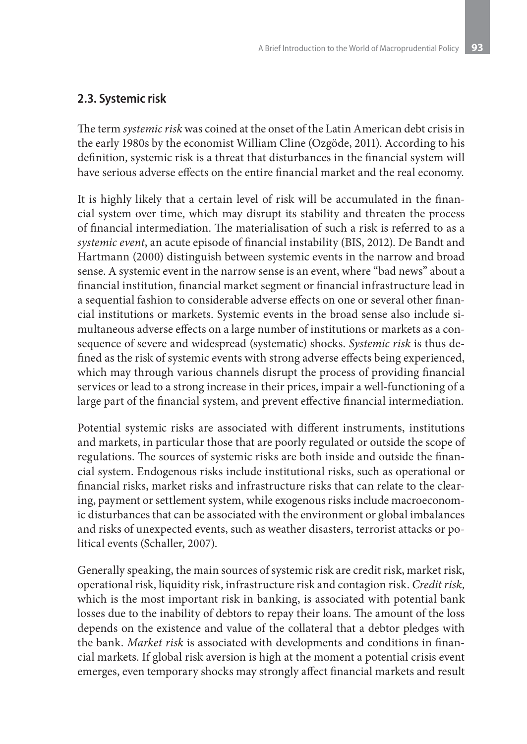## 2.3. Systemic risk

The term *systemic risk* was coined at the onset of the Latin American debt crisis in the early 1980s by the economist William Cline (Ozgöde, 2011). According to his definition, systemic risk is a threat that disturbances in the financial system will have serious adverse effects on the entire financial market and the real economy.

It is highly likely that a certain level of risk will be accumulated in the financial system over time, which may disrupt its stability and threaten the process of financial intermediation. The materialisation of such a risk is referred to as a *systemic event*, an acute episode of financial instability (BIS, 2012). De Bandt and Hartmann (2000) distinguish between systemic events in the narrow and broad sense. A systemic event in the narrow sense is an event, where "bad news" about a financial institution, financial market segment or financial infrastructure lead in a sequential fashion to considerable adverse effects on one or several other financial institutions or markets. Systemic events in the broad sense also include simultaneous adverse effects on a large number of institutions or markets as a consequence of severe and widespread (systematic) shocks. *Systemic risk* is thus defined as the risk of systemic events with strong adverse effects being experienced, which may through various channels disrupt the process of providing financial services or lead to a strong increase in their prices, impair a well-functioning of a large part of the financial system, and prevent effective financial intermediation.

Potential systemic risks are associated with different instruments, institutions and markets, in particular those that are poorly regulated or outside the scope of regulations. The sources of systemic risks are both inside and outside the financial system. Endogenous risks include institutional risks, such as operational or financial risks, market risks and infrastructure risks that can relate to the clearing, payment or settlement system, while exogenous risks include macroeconomic disturbances that can be associated with the environment or global imbalances and risks of unexpected events, such as weather disasters, terrorist attacks or political events (Schaller, 2007).

Generally speaking, the main sources of systemic risk are credit risk, market risk, operational risk, liquidity risk, infrastructure risk and contagion risk. *Credit risk*, which is the most important risk in banking, is associated with potential bank losses due to the inability of debtors to repay their loans. The amount of the loss depends on the existence and value of the collateral that a debtor pledges with the bank. *Market risk* is associated with developments and conditions in financial markets. If global risk aversion is high at the moment a potential crisis event emerges, even temporary shocks may strongly affect financial markets and result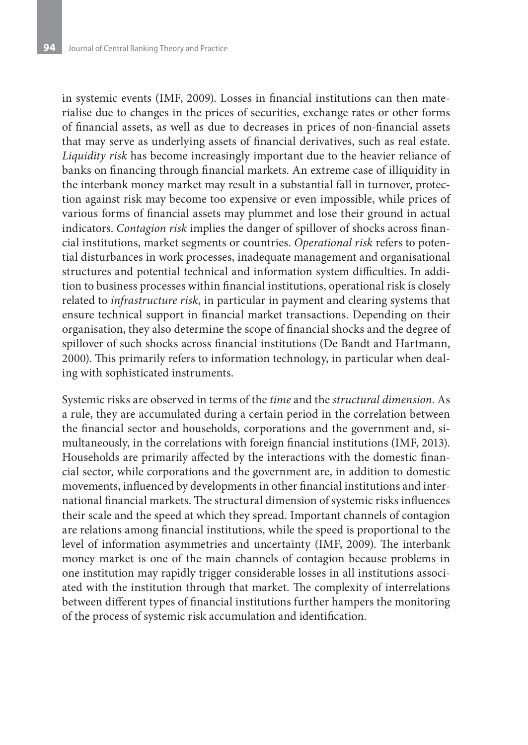in systemic events (IMF, 2009). Losses in financial institutions can then materialise due to changes in the prices of securities, exchange rates or other forms of financial assets, as well as due to decreases in prices of non-financial assets that may serve as underlying assets of financial derivatives, such as real estate. *Liquidity risk* has become increasingly important due to the heavier reliance of banks on financing through financial markets. An extreme case of illiquidity in the interbank money market may result in a substantial fall in turnover, protection against risk may become too expensive or even impossible, while prices of various forms of financial assets may plummet and lose their ground in actual indicators. *Contagion risk* implies the danger of spillover of shocks across financial institutions, market segments or countries. *Operational risk* refers to potential disturbances in work processes, inadequate management and organisational structures and potential technical and information system difficulties. In addition to business processes within financial institutions, operational risk is closely related to *infrastructure risk*, in particular in payment and clearing systems that ensure technical support in financial market transactions. Depending on their organisation, they also determine the scope of financial shocks and the degree of spillover of such shocks across financial institutions (De Bandt and Hartmann, 2000). This primarily refers to information technology, in particular when dealing with sophisticated instruments.

Systemic risks are observed in terms of the *time* and the *structural dimension*. As a rule, they are accumulated during a certain period in the correlation between the financial sector and households, corporations and the government and, simultaneously, in the correlations with foreign financial institutions (IMF, 2013). Households are primarily affected by the interactions with the domestic financial sector, while corporations and the government are, in addition to domestic movements, influenced by developments in other financial institutions and international financial markets. The structural dimension of systemic risks influences their scale and the speed at which they spread. Important channels of contagion are relations among financial institutions, while the speed is proportional to the level of information asymmetries and uncertainty (IMF, 2009). The interbank money market is one of the main channels of contagion because problems in one institution may rapidly trigger considerable losses in all institutions associated with the institution through that market. The complexity of interrelations between different types of financial institutions further hampers the monitoring of the process of systemic risk accumulation and identification.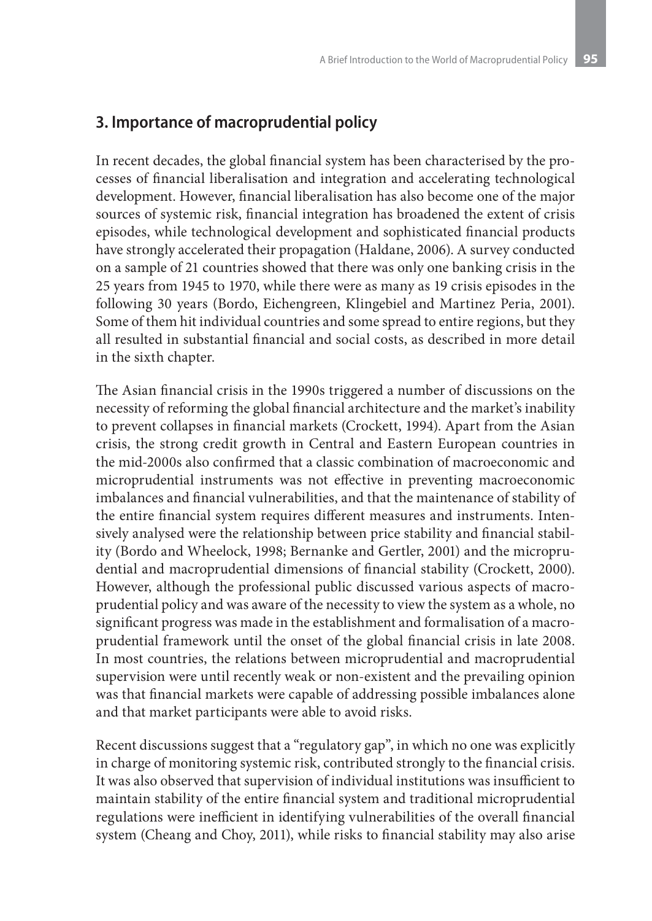## 3. Importance of macroprudential policy

In recent decades, the global financial system has been characterised by the processes of financial liberalisation and integration and accelerating technological development. However, financial liberalisation has also become one of the major sources of systemic risk, financial integration has broadened the extent of crisis episodes, while technological development and sophisticated financial products have strongly accelerated their propagation (Haldane, 2006). A survey conducted on a sample of 21 countries showed that there was only one banking crisis in the 25 years from 1945 to 1970, while there were as many as 19 crisis episodes in the following 30 years (Bordo, Eichengreen, Klingebiel and Martinez Peria, 2001). Some of them hit individual countries and some spread to entire regions, but they all resulted in substantial financial and social costs, as described in more detail in the sixth chapter.

The Asian financial crisis in the 1990s triggered a number of discussions on the necessity of reforming the global financial architecture and the market's inability to prevent collapses in financial markets (Crockett, 1994). Apart from the Asian crisis, the strong credit growth in Central and Eastern European countries in the mid-2000s also confirmed that a classic combination of macroeconomic and microprudential instruments was not effective in preventing macroeconomic imbalances and financial vulnerabilities, and that the maintenance of stability of the entire financial system requires different measures and instruments. Intensively analysed were the relationship between price stability and financial stability (Bordo and Wheelock, 1998; Bernanke and Gertler, 2001) and the microprudential and macroprudential dimensions of financial stability (Crockett, 2000). However, although the professional public discussed various aspects of macroprudential policy and was aware of the necessity to view the system as a whole, no significant progress was made in the establishment and formalisation of a macroprudential framework until the onset of the global financial crisis in late 2008. In most countries, the relations between microprudential and macroprudential supervision were until recently weak or non-existent and the prevailing opinion was that financial markets were capable of addressing possible imbalances alone and that market participants were able to avoid risks.

Recent discussions suggest that a "regulatory gap", in which no one was explicitly in charge of monitoring systemic risk, contributed strongly to the financial crisis. It was also observed that supervision of individual institutions was insufficient to maintain stability of the entire financial system and traditional microprudential regulations were inefficient in identifying vulnerabilities of the overall financial system (Cheang and Choy, 2011), while risks to financial stability may also arise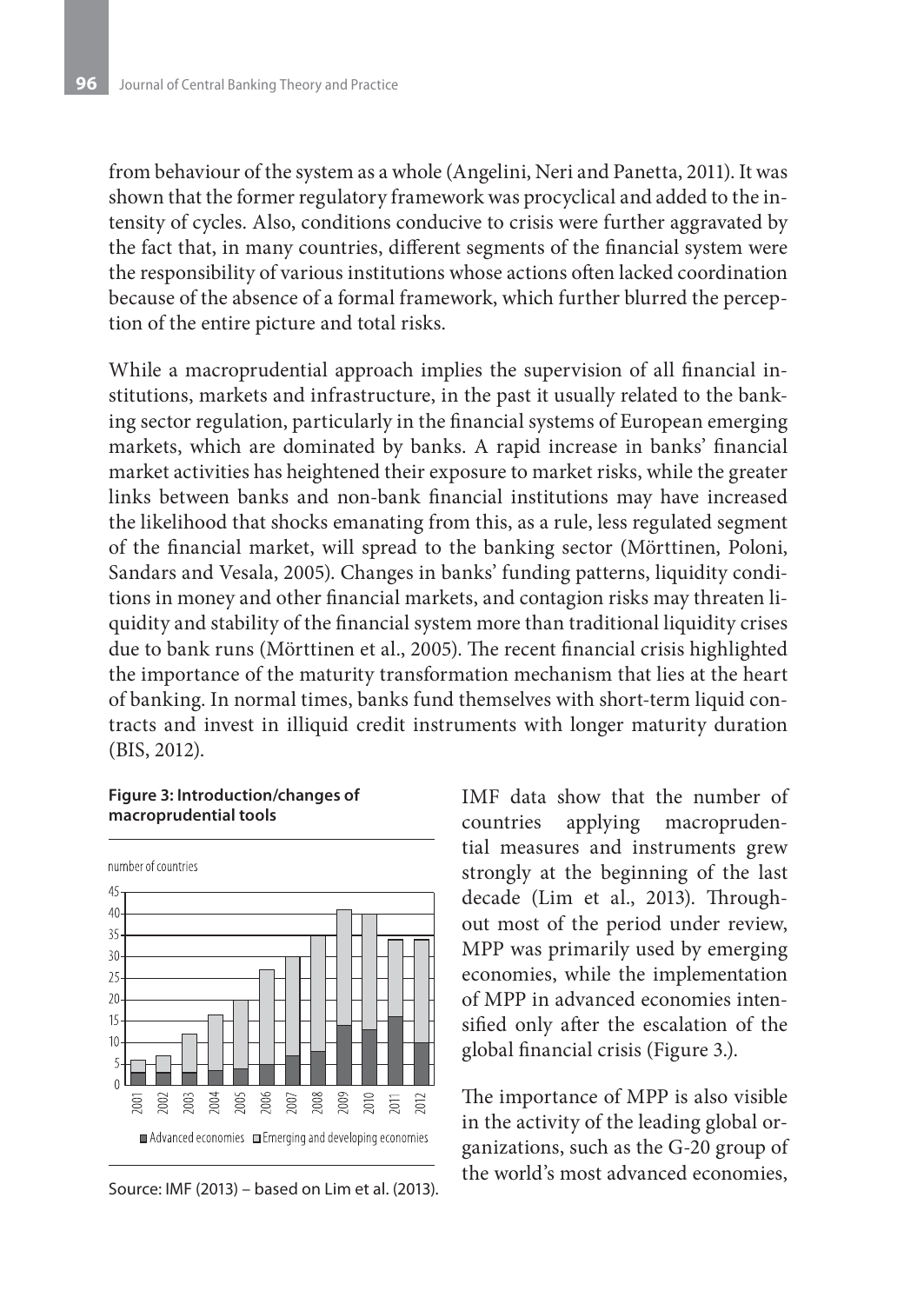from behaviour of the system as a whole (Angelini, Neri and Panetta, 2011). It was shown that the former regulatory framework was procyclical and added to the intensity of cycles. Also, conditions conducive to crisis were further aggravated by the fact that, in many countries, different segments of the financial system were the responsibility of various institutions whose actions often lacked coordination because of the absence of a formal framework, which further blurred the perception of the entire picture and total risks.

While a macroprudential approach implies the supervision of all financial institutions, markets and infrastructure, in the past it usually related to the banking sector regulation, particularly in the financial systems of European emerging markets, which are dominated by banks. A rapid increase in banks' financial market activities has heightened their exposure to market risks, while the greater links between banks and non-bank financial institutions may have increased the likelihood that shocks emanating from this, as a rule, less regulated segment of the financial market, will spread to the banking sector (Mörttinen, Poloni, Sandars and Vesala, 2005). Changes in banks' funding patterns, liquidity conditions in money and other financial markets, and contagion risks may threaten liquidity and stability of the financial system more than traditional liquidity crises due to bank runs (Mörttinen et al., 2005). The recent financial crisis highlighted the importance of the maturity transformation mechanism that lies at the heart of banking. In normal times, banks fund themselves with short-term liquid contracts and invest in illiquid credit instruments with longer maturity duration (BIS, 2012).

**Figure 3: Introduction/changes of macroprudential tools**

Source: IMF (2013) – based on Lim et al. (2013).

IMF data show that the number of countries applying macroprudential measures and instruments grew strongly at the beginning of the last decade (Lim et al., 2013). Throughout most of the period under review, MPP was primarily used by emerging economies, while the implementation of MPP in advanced economies intensified only after the escalation of the global financial crisis (Figure 3.).

The importance of MPP is also visible in the activity of the leading global organizations, such as the G-20 group of the world's most advanced economies,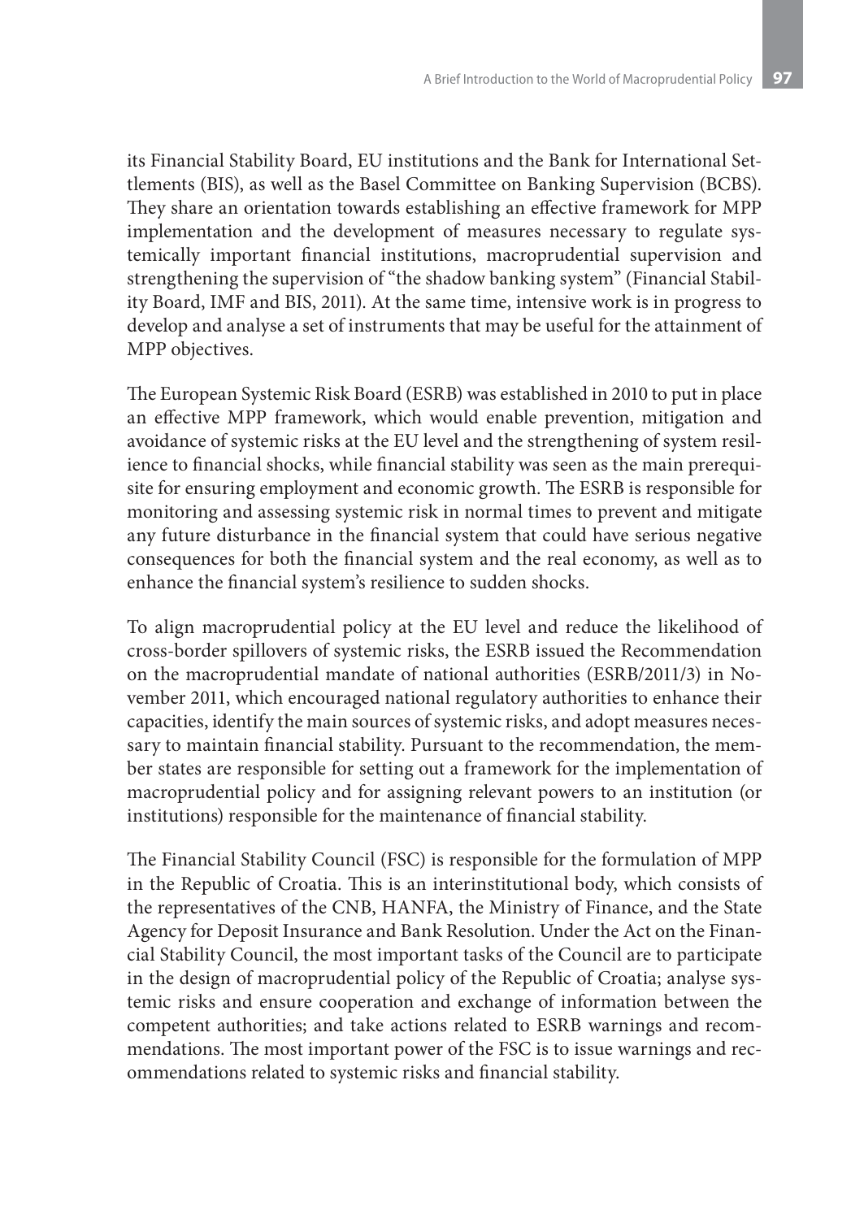its Financial Stability Board, EU institutions and the Bank for International Settlements (BIS), as well as the Basel Committee on Banking Supervision (BCBS). They share an orientation towards establishing an effective framework for MPP implementation and the development of measures necessary to regulate systemically important financial institutions, macroprudential supervision and strengthening the supervision of "the shadow banking system" (Financial Stability Board, IMF and BIS, 2011). At the same time, intensive work is in progress to develop and analyse a set of instruments that may be useful for the attainment of MPP objectives.

The European Systemic Risk Board (ESRB) was established in 2010 to put in place an effective MPP framework, which would enable prevention, mitigation and avoidance of systemic risks at the EU level and the strengthening of system resilience to financial shocks, while financial stability was seen as the main prerequisite for ensuring employment and economic growth. The ESRB is responsible for monitoring and assessing systemic risk in normal times to prevent and mitigate any future disturbance in the financial system that could have serious negative consequences for both the financial system and the real economy, as well as to enhance the financial system's resilience to sudden shocks.

To align macroprudential policy at the EU level and reduce the likelihood of cross-border spillovers of systemic risks, the ESRB issued the Recommendation on the macroprudential mandate of national authorities (ESRB/2011/3) in November 2011, which encouraged national regulatory authorities to enhance their capacities, identify the main sources of systemic risks, and adopt measures necessary to maintain financial stability. Pursuant to the recommendation, the member states are responsible for setting out a framework for the implementation of macroprudential policy and for assigning relevant powers to an institution (or institutions) responsible for the maintenance of financial stability.

The Financial Stability Council (FSC) is responsible for the formulation of MPP in the Republic of Croatia. This is an interinstitutional body, which consists of the representatives of the CNB, HANFA, the Ministry of Finance, and the State Agency for Deposit Insurance and Bank Resolution. Under the Act on the Financial Stability Council, the most important tasks of the Council are to participate in the design of macroprudential policy of the Republic of Croatia; analyse systemic risks and ensure cooperation and exchange of information between the competent authorities; and take actions related to ESRB warnings and recommendations. The most important power of the FSC is to issue warnings and recommendations related to systemic risks and financial stability.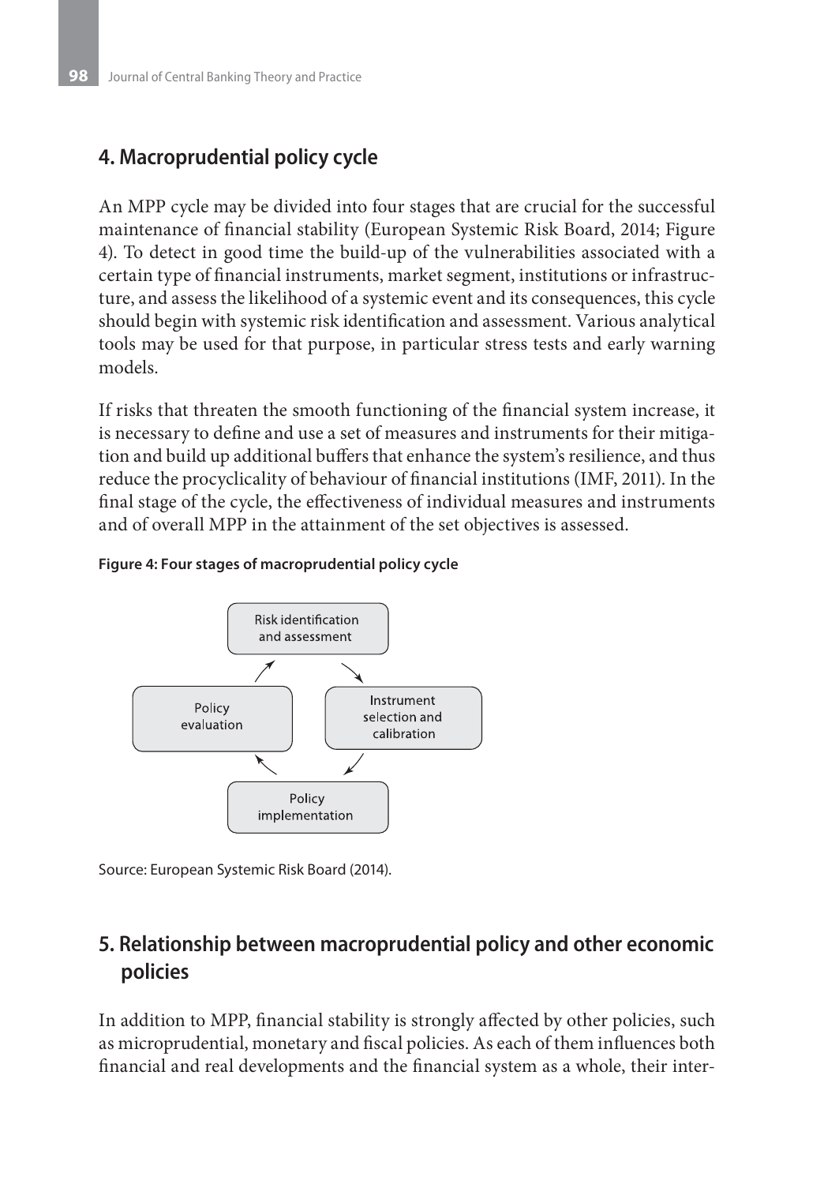## 4. Macroprudential policy cycle

An MPP cycle may be divided into four stages that are crucial for the successful maintenance of financial stability (European Systemic Risk Board, 2014; Figure 4). To detect in good time the build-up of the vulnerabilities associated with a certain type of financial instruments, market segment, institutions or infrastructure, and assess the likelihood of a systemic event and its consequences, this cycle should begin with systemic risk identification and assessment. Various analytical tools may be used for that purpose, in particular stress tests and early warning models.

If risks that threaten the smooth functioning of the financial system increase, it is necessary to define and use a set of measures and instruments for their mitigation and build up additional buffers that enhance the system's resilience, and thus reduce the procyclicality of behaviour of financial institutions (IMF, 2011). In the final stage of the cycle, the effectiveness of individual measures and instruments and of overall MPP in the attainment of the set objectives is assessed.

**Figure 4: Four stages of macroprudential policy cycle**

Risk identification and assessment → Instrument selection and calibration → Policy implementation → Policy evaluation → Risk identification and assessment

Source: European Systemic Risk Board (2014).

## 5. Relationship between macroprudential policy and other economic policies

In addition to MPP, financial stability is strongly affected by other policies, such as microprudential, monetary and fiscal policies. As each of them influences both financial and real developments and the financial system as a whole, their inter-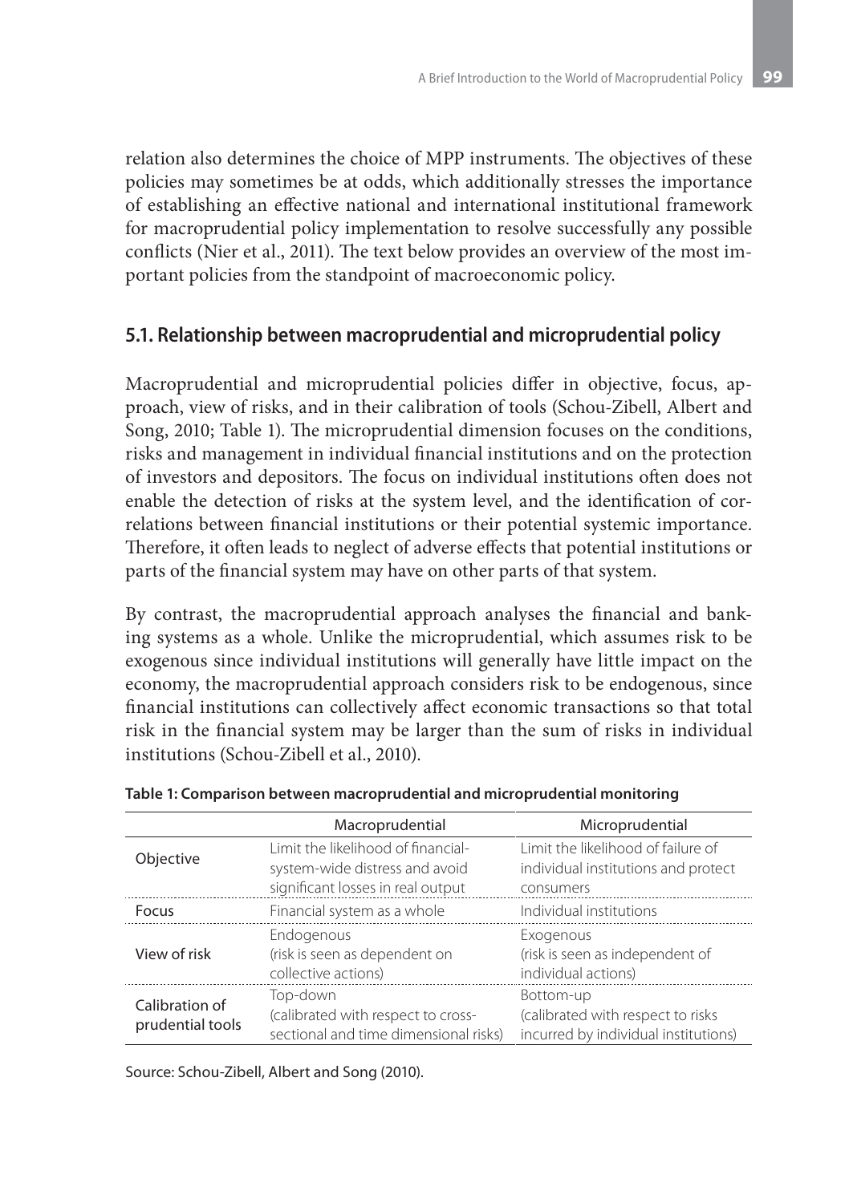relation also determines the choice of MPP instruments. The objectives of these policies may sometimes be at odds, which additionally stresses the importance of establishing an effective national and international institutional framework for macroprudential policy implementation to resolve successfully any possible conflicts (Nier et al., 2011). The text below provides an overview of the most important policies from the standpoint of macroeconomic policy.

## 5.1. Relationship between macroprudential and microprudential policy

Macroprudential and microprudential policies differ in objective, focus, approach, view of risks, and in their calibration of tools (Schou-Zibell, Albert and Song, 2010; Table 1). The microprudential dimension focuses on the conditions, risks and management in individual financial institutions and on the protection of investors and depositors. The focus on individual institutions often does not enable the detection of risks at the system level, and the identification of correlations between financial institutions or their potential systemic importance. Therefore, it often leads to neglect of adverse effects that potential institutions or parts of the financial system may have on other parts of that system.

By contrast, the macroprudential approach analyses the financial and banking systems as a whole. Unlike the microprudential, which assumes risk to be exogenous since individual institutions will generally have little impact on the economy, the macroprudential approach considers risk to be endogenous, since financial institutions can collectively affect economic transactions so that total risk in the financial system may be larger than the sum of risks in individual institutions (Schou-Zibell et al., 2010).

**Table 1: Comparison between macroprudential and microprudential monitoring**

| | Macroprudential | Microprudential |
|---|---|---|
| Objective | Limit the likelihood of financial-system-wide distress and avoid significant losses in real output | Limit the likelihood of failure of individual institutions and protect consumers |
| Focus | Financial system as a whole | Individual institutions |
| View of risk | Endogenous (risk is seen as dependent on collective actions) | Exogenous (risk is seen as independent of individual actions) |
| Calibration of prudential tools | Top-down (calibrated with respect to cross-sectional and time dimensional risks) | Bottom-up (calibrated with respect to risks incurred by individual institutions) |

Source: Schou-Zibell, Albert and Song (2010).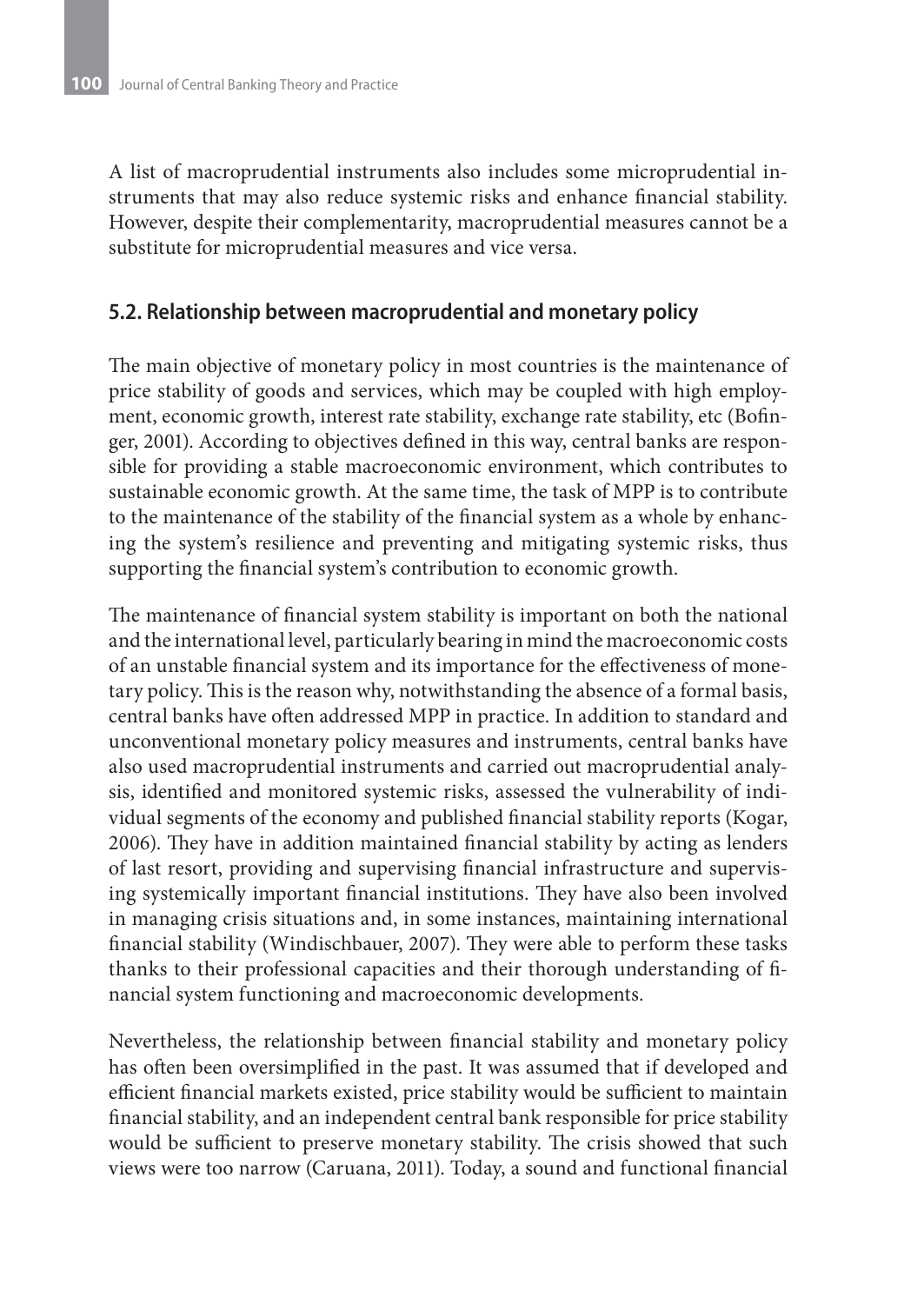A list of macroprudential instruments also includes some microprudential instruments that may also reduce systemic risks and enhance financial stability. However, despite their complementarity, macroprudential measures cannot be a substitute for microprudential measures and vice versa.

## 5.2. Relationship between macroprudential and monetary policy

The main objective of monetary policy in most countries is the maintenance of price stability of goods and services, which may be coupled with high employment, economic growth, interest rate stability, exchange rate stability, etc (Bofinger, 2001). According to objectives defined in this way, central banks are responsible for providing a stable macroeconomic environment, which contributes to sustainable economic growth. At the same time, the task of MPP is to contribute to the maintenance of the stability of the financial system as a whole by enhancing the system's resilience and preventing and mitigating systemic risks, thus supporting the financial system's contribution to economic growth.

The maintenance of financial system stability is important on both the national and the international level, particularly bearing in mind the macroeconomic costs of an unstable financial system and its importance for the effectiveness of monetary policy. This is the reason why, notwithstanding the absence of a formal basis, central banks have often addressed MPP in practice. In addition to standard and unconventional monetary policy measures and instruments, central banks have also used macroprudential instruments and carried out macroprudential analysis, identified and monitored systemic risks, assessed the vulnerability of individual segments of the economy and published financial stability reports (Kogar, 2006). They have in addition maintained financial stability by acting as lenders of last resort, providing and supervising financial infrastructure and supervising systemically important financial institutions. They have also been involved in managing crisis situations and, in some instances, maintaining international financial stability (Windischbauer, 2007). They were able to perform these tasks thanks to their professional capacities and their thorough understanding of financial system functioning and macroeconomic developments.

Nevertheless, the relationship between financial stability and monetary policy has often been oversimplified in the past. It was assumed that if developed and efficient financial markets existed, price stability would be sufficient to maintain financial stability, and an independent central bank responsible for price stability would be sufficient to preserve monetary stability. The crisis showed that such views were too narrow (Caruana, 2011). Today, a sound and functional financial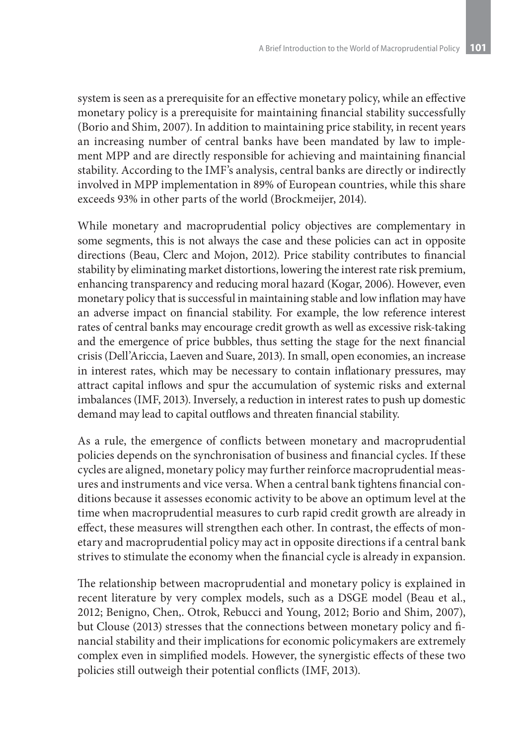system is seen as a prerequisite for an effective monetary policy, while an effective monetary policy is a prerequisite for maintaining financial stability successfully (Borio and Shim, 2007). In addition to maintaining price stability, in recent years an increasing number of central banks have been mandated by law to implement MPP and are directly responsible for achieving and maintaining financial stability. According to the IMF's analysis, central banks are directly or indirectly involved in MPP implementation in 89% of European countries, while this share exceeds 93% in other parts of the world (Brockmeijer, 2014).

While monetary and macroprudential policy objectives are complementary in some segments, this is not always the case and these policies can act in opposite directions (Beau, Clerc and Mojon, 2012). Price stability contributes to financial stability by eliminating market distortions, lowering the interest rate risk premium, enhancing transparency and reducing moral hazard (Kogar, 2006). However, even monetary policy that is successful in maintaining stable and low inflation may have an adverse impact on financial stability. For example, the low reference interest rates of central banks may encourage credit growth as well as excessive risk-taking and the emergence of price bubbles, thus setting the stage for the next financial crisis (Dell'Ariccia, Laeven and Suare, 2013). In small, open economies, an increase in interest rates, which may be necessary to contain inflationary pressures, may attract capital inflows and spur the accumulation of systemic risks and external imbalances (IMF, 2013). Inversely, a reduction in interest rates to push up domestic demand may lead to capital outflows and threaten financial stability.

As a rule, the emergence of conflicts between monetary and macroprudential policies depends on the synchronisation of business and financial cycles. If these cycles are aligned, monetary policy may further reinforce macroprudential measures and instruments and vice versa. When a central bank tightens financial conditions because it assesses economic activity to be above an optimum level at the time when macroprudential measures to curb rapid credit growth are already in effect, these measures will strengthen each other. In contrast, the effects of monetary and macroprudential policy may act in opposite directions if a central bank strives to stimulate the economy when the financial cycle is already in expansion.

The relationship between macroprudential and monetary policy is explained in recent literature by very complex models, such as a DSGE model (Beau et al., 2012; Benigno, Chen,. Otrok, Rebucci and Young, 2012; Borio and Shim, 2007), but Clouse (2013) stresses that the connections between monetary policy and financial stability and their implications for economic policymakers are extremely complex even in simplified models. However, the synergistic effects of these two policies still outweigh their potential conflicts (IMF, 2013).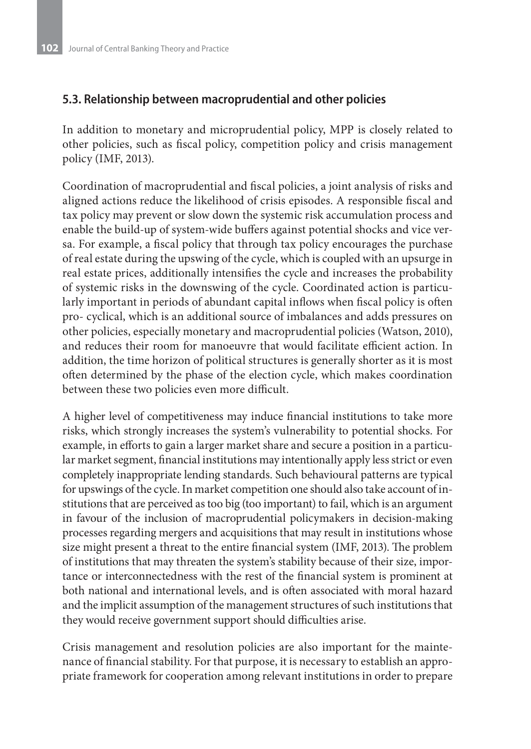## 5.3. Relationship between macroprudential and other policies

In addition to monetary and microprudential policy, MPP is closely related to other policies, such as fiscal policy, competition policy and crisis management policy (IMF, 2013).

Coordination of macroprudential and fiscal policies, a joint analysis of risks and aligned actions reduce the likelihood of crisis episodes. A responsible fiscal and tax policy may prevent or slow down the systemic risk accumulation process and enable the build-up of system-wide buffers against potential shocks and vice versa. For example, a fiscal policy that through tax policy encourages the purchase of real estate during the upswing of the cycle, which is coupled with an upsurge in real estate prices, additionally intensifies the cycle and increases the probability of systemic risks in the downswing of the cycle. Coordinated action is particularly important in periods of abundant capital inflows when fiscal policy is often pro- cyclical, which is an additional source of imbalances and adds pressures on other policies, especially monetary and macroprudential policies (Watson, 2010), and reduces their room for manoeuvre that would facilitate efficient action. In addition, the time horizon of political structures is generally shorter as it is most often determined by the phase of the election cycle, which makes coordination between these two policies even more difficult.

A higher level of competitiveness may induce financial institutions to take more risks, which strongly increases the system's vulnerability to potential shocks. For example, in efforts to gain a larger market share and secure a position in a particular market segment, financial institutions may intentionally apply less strict or even completely inappropriate lending standards. Such behavioural patterns are typical for upswings of the cycle. In market competition one should also take account of institutions that are perceived as too big (too important) to fail, which is an argument in favour of the inclusion of macroprudential policymakers in decision-making processes regarding mergers and acquisitions that may result in institutions whose size might present a threat to the entire financial system (IMF, 2013). The problem of institutions that may threaten the system's stability because of their size, importance or interconnectedness with the rest of the financial system is prominent at both national and international levels, and is often associated with moral hazard and the implicit assumption of the management structures of such institutions that they would receive government support should difficulties arise.

Crisis management and resolution policies are also important for the maintenance of financial stability. For that purpose, it is necessary to establish an appropriate framework for cooperation among relevant institutions in order to prepare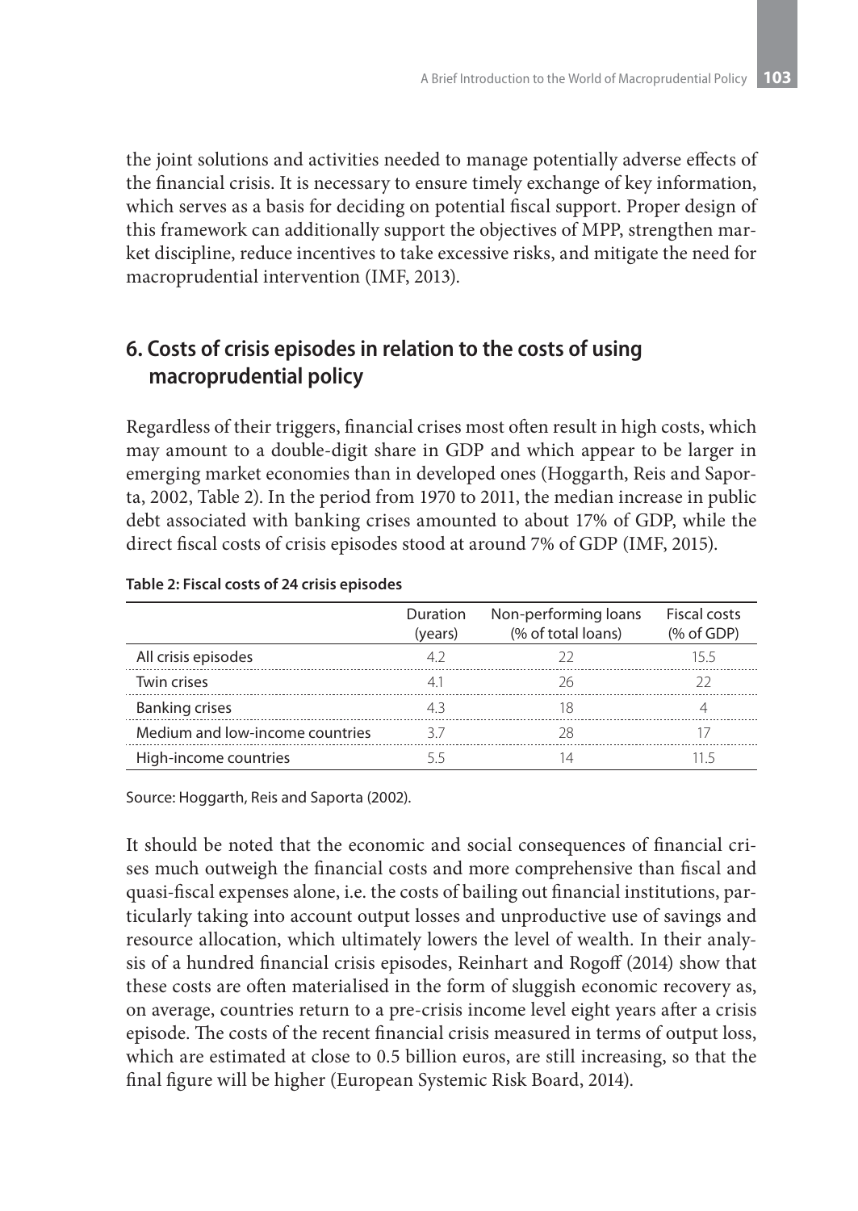the joint solutions and activities needed to manage potentially adverse effects of the financial crisis. It is necessary to ensure timely exchange of key information, which serves as a basis for deciding on potential fiscal support. Proper design of this framework can additionally support the objectives of MPP, strengthen market discipline, reduce incentives to take excessive risks, and mitigate the need for macroprudential intervention (IMF, 2013).

## 6. Costs of crisis episodes in relation to the costs of using macroprudential policy

Regardless of their triggers, financial crises most often result in high costs, which may amount to a double-digit share in GDP and which appear to be larger in emerging market economies than in developed ones (Hoggarth, Reis and Saporta, 2002, Table 2). In the period from 1970 to 2011, the median increase in public debt associated with banking crises amounted to about 17% of GDP, while the direct fiscal costs of crisis episodes stood at around 7% of GDP (IMF, 2015).

**Table 2: Fiscal costs of 24 crisis episodes**

| | Duration (years) | Non-performing loans (% of total loans) | Fiscal costs (% of GDP) |
|---|---|---|---|
| All crisis episodes | 4.2 | 22 | 15.5 |
| Twin crises | 4.1 | 26 | 22 |
| Banking crises | 4.3 | 18 | 4 |
| Medium and low-income countries | 3.7 | 28 | 17 |
| High-income countries | 5.5 | 14 | 11.5 |

Source: Hoggarth, Reis and Saporta (2002).

It should be noted that the economic and social consequences of financial crises much outweigh the financial costs and more comprehensive than fiscal and quasi-fiscal expenses alone, i.e. the costs of bailing out financial institutions, particularly taking into account output losses and unproductive use of savings and resource allocation, which ultimately lowers the level of wealth. In their analysis of a hundred financial crisis episodes, Reinhart and Rogoff (2014) show that these costs are often materialised in the form of sluggish economic recovery as, on average, countries return to a pre-crisis income level eight years after a crisis episode. The costs of the recent financial crisis measured in terms of output loss, which are estimated at close to 0.5 billion euros, are still increasing, so that the final figure will be higher (European Systemic Risk Board, 2014).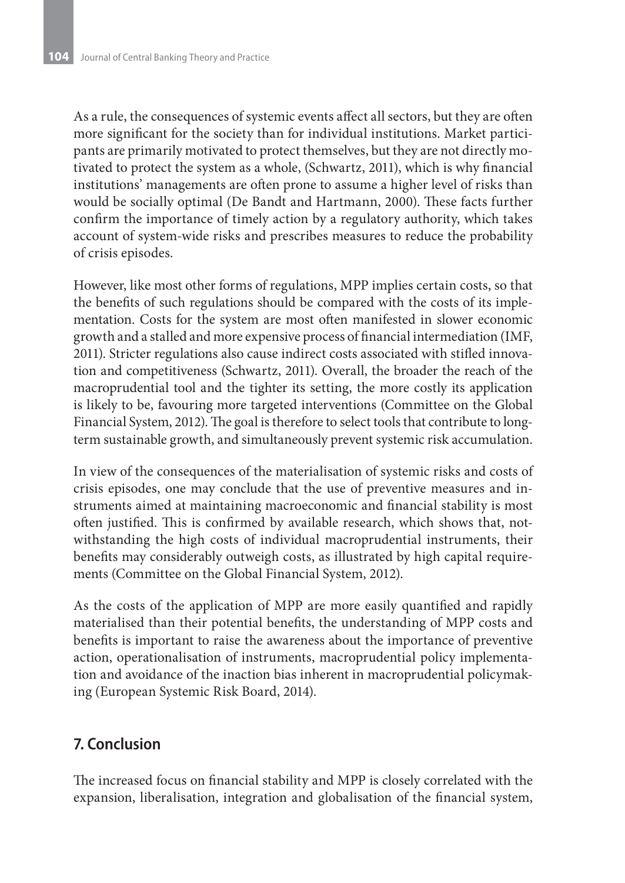As a rule, the consequences of systemic events affect all sectors, but they are often more significant for the society than for individual institutions. Market participants are primarily motivated to protect themselves, but they are not directly motivated to protect the system as a whole, (Schwartz, 2011), which is why financial institutions' managements are often prone to assume a higher level of risks than would be socially optimal (De Bandt and Hartmann, 2000). These facts further confirm the importance of timely action by a regulatory authority, which takes account of system-wide risks and prescribes measures to reduce the probability of crisis episodes.

However, like most other forms of regulations, MPP implies certain costs, so that the benefits of such regulations should be compared with the costs of its implementation. Costs for the system are most often manifested in slower economic growth and a stalled and more expensive process of financial intermediation (IMF, 2011). Stricter regulations also cause indirect costs associated with stifled innovation and competitiveness (Schwartz, 2011). Overall, the broader the reach of the macroprudential tool and the tighter its setting, the more costly its application is likely to be, favouring more targeted interventions (Committee on the Global Financial System, 2012). The goal is therefore to select tools that contribute to long-term sustainable growth, and simultaneously prevent systemic risk accumulation.

In view of the consequences of the materialisation of systemic risks and costs of crisis episodes, one may conclude that the use of preventive measures and instruments aimed at maintaining macroeconomic and financial stability is most often justified. This is confirmed by available research, which shows that, notwithstanding the high costs of individual macroprudential instruments, their benefits may considerably outweigh costs, as illustrated by high capital requirements (Committee on the Global Financial System, 2012).

As the costs of the application of MPP are more easily quantified and rapidly materialised than their potential benefits, the understanding of MPP costs and benefits is important to raise the awareness about the importance of preventive action, operationalisation of instruments, macroprudential policy implementation and avoidance of the inaction bias inherent in macroprudential policymaking (European Systemic Risk Board, 2014).

## 7. Conclusion

The increased focus on financial stability and MPP is closely correlated with the expansion, liberalisation, integration and globalisation of the financial system,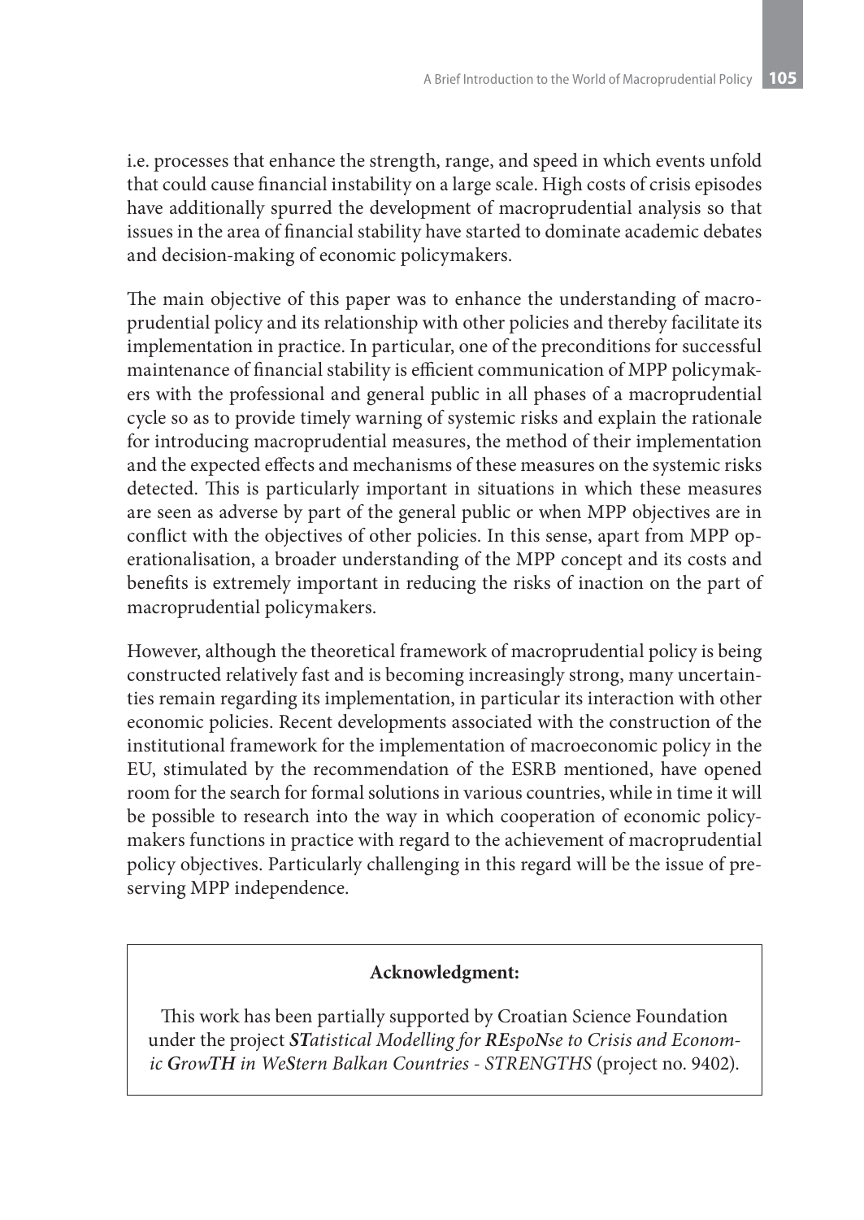i.e. processes that enhance the strength, range, and speed in which events unfold that could cause financial instability on a large scale. High costs of crisis episodes have additionally spurred the development of macroprudential analysis so that issues in the area of financial stability have started to dominate academic debates and decision-making of economic policymakers.

The main objective of this paper was to enhance the understanding of macroprudential policy and its relationship with other policies and thereby facilitate its implementation in practice. In particular, one of the preconditions for successful maintenance of financial stability is efficient communication of MPP policymakers with the professional and general public in all phases of a macroprudential cycle so as to provide timely warning of systemic risks and explain the rationale for introducing macroprudential measures, the method of their implementation and the expected effects and mechanisms of these measures on the systemic risks detected. This is particularly important in situations in which these measures are seen as adverse by part of the general public or when MPP objectives are in conflict with the objectives of other policies. In this sense, apart from MPP operationalisation, a broader understanding of the MPP concept and its costs and benefits is extremely important in reducing the risks of inaction on the part of macroprudential policymakers.

However, although the theoretical framework of macroprudential policy is being constructed relatively fast and is becoming increasingly strong, many uncertainties remain regarding its implementation, in particular its interaction with other economic policies. Recent developments associated with the construction of the institutional framework for the implementation of macroeconomic policy in the EU, stimulated by the recommendation of the ESRB mentioned, have opened room for the search for formal solutions in various countries, while in time it will be possible to research into the way in which cooperation of economic policymakers functions in practice with regard to the achievement of macroprudential policy objectives. Particularly challenging in this regard will be the issue of preserving MPP independence.

**Acknowledgment:**

This work has been partially supported by Croatian Science Foundation under the project ***ST**atistical Modelling for **RE**spo**N**se to Crisis and Econom**i**c **G**row**TH** in We**S**tern Balkan Countries - STRENGTHS* (project no. 9402).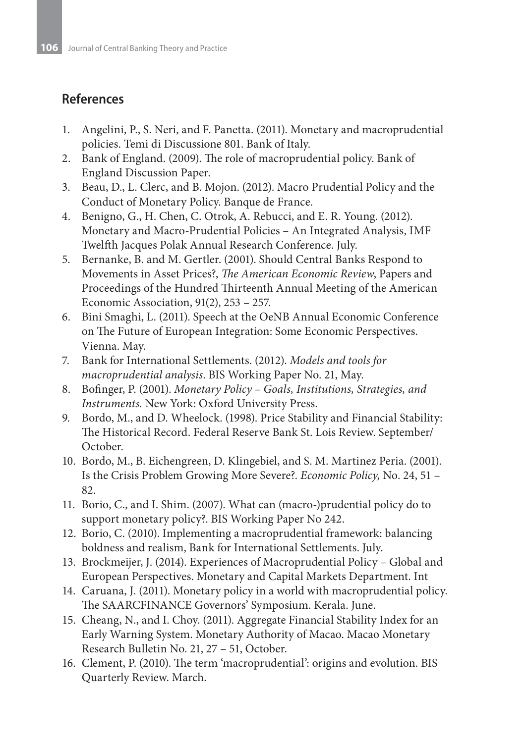## References

1. Angelini, P., S. Neri, and F. Panetta. (2011). Monetary and macroprudential policies. Temi di Discussione 801. Bank of Italy.
2. Bank of England. (2009). The role of macroprudential policy. Bank of England Discussion Paper.
3. Beau, D., L. Clerc, and B. Mojon. (2012). Macro Prudential Policy and the Conduct of Monetary Policy. Banque de France.
4. Benigno, G., H. Chen, C. Otrok, A. Rebucci, and E. R. Young. (2012). Monetary and Macro-Prudential Policies – An Integrated Analysis, IMF Twelfth Jacques Polak Annual Research Conference. July.
5. Bernanke, B. and M. Gertler. (2001). Should Central Banks Respond to Movements in Asset Prices?, *The American Economic Review,* Papers and Proceedings of the Hundred Thirteenth Annual Meeting of the American Economic Association, 91(2), 253 – 257.
6. Bini Smaghi, L. (2011). Speech at the OeNB Annual Economic Conference on The Future of European Integration: Some Economic Perspectives. Vienna. May.
7. Bank for International Settlements. (2012). *Models and tools for macroprudential analysis*. BIS Working Paper No. 21, May.
8. Bofinger, P. (2001). *Monetary Policy – Goals, Institutions, Strategies, and Instruments.* New York: Oxford University Press.
9. Bordo, M., and D. Wheelock. (1998). Price Stability and Financial Stability: The Historical Record. Federal Reserve Bank St. Lois Review. September/October.
10. Bordo, M., B. Eichengreen, D. Klingebiel, and S. M. Martinez Peria. (2001). Is the Crisis Problem Growing More Severe?. *Economic Policy,* No. 24, 51 – 82.
11. Borio, C., and I. Shim. (2007). What can (macro-)prudential policy do to support monetary policy?. BIS Working Paper No 242.
12. Borio, C. (2010). Implementing a macroprudential framework: balancing boldness and realism, Bank for International Settlements. July.
13. Brockmeijer, J. (2014). Experiences of Macroprudential Policy – Global and European Perspectives. Monetary and Capital Markets Department. Int
14. Caruana, J. (2011). Monetary policy in a world with macroprudential policy. The SAARCFINANCE Governors' Symposium. Kerala. June.
15. Cheang, N., and I. Choy. (2011). Aggregate Financial Stability Index for an Early Warning System. Monetary Authority of Macao. Macao Monetary Research Bulletin No. 21, 27 – 51, October.
16. Clement, P. (2010). The term 'macroprudential': origins and evolution. BIS Quarterly Review. March.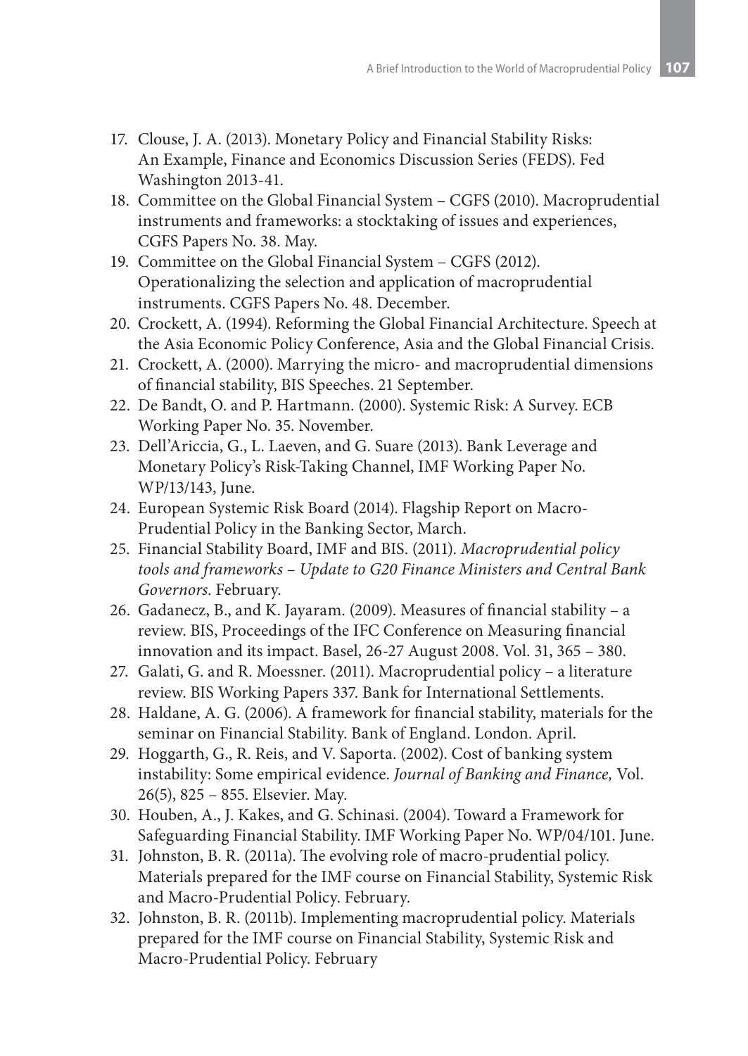17. Clouse, J. A. (2013). Monetary Policy and Financial Stability Risks: An Example, Finance and Economics Discussion Series (FEDS). Fed Washington 2013-41.
18. Committee on the Global Financial System – CGFS (2010). Macroprudential instruments and frameworks: a stocktaking of issues and experiences, CGFS Papers No. 38. May.
19. Committee on the Global Financial System – CGFS (2012). Operationalizing the selection and application of macroprudential instruments. CGFS Papers No. 48. December.
20. Crockett, A. (1994). Reforming the Global Financial Architecture. Speech at the Asia Economic Policy Conference, Asia and the Global Financial Crisis.
21. Crockett, A. (2000). Marrying the micro- and macroprudential dimensions of financial stability, BIS Speeches. 21 September.
22. De Bandt, O. and P. Hartmann. (2000). Systemic Risk: A Survey. ECB Working Paper No. 35. November.
23. Dell'Ariccia, G., L. Laeven, and G. Suare (2013). Bank Leverage and Monetary Policy's Risk-Taking Channel, IMF Working Paper No. WP/13/143, June.
24. European Systemic Risk Board (2014). Flagship Report on Macro-Prudential Policy in the Banking Sector, March.
25. Financial Stability Board, IMF and BIS. (2011). *Macroprudential policy tools and frameworks – Update to G20 Finance Ministers and Central Bank Governors*. February.
26. Gadanecz, B., and K. Jayaram. (2009). Measures of financial stability – a review. BIS, Proceedings of the IFC Conference on Measuring financial innovation and its impact. Basel, 26-27 August 2008. Vol. 31, 365 – 380.
27. Galati, G. and R. Moessner. (2011). Macroprudential policy – a literature review. BIS Working Papers 337. Bank for International Settlements.
28. Haldane, A. G. (2006). A framework for financial stability, materials for the seminar on Financial Stability. Bank of England. London. April.
29. Hoggarth, G., R. Reis, and V. Saporta. (2002). Cost of banking system instability: Some empirical evidence. *Journal of Banking and Finance,* Vol. 26(5), 825 – 855. Elsevier. May.
30. Houben, A., J. Kakes, and G. Schinasi. (2004). Toward a Framework for Safeguarding Financial Stability. IMF Working Paper No. WP/04/101. June.
31. Johnston, B. R. (2011a). The evolving role of macro-prudential policy. Materials prepared for the IMF course on Financial Stability, Systemic Risk and Macro-Prudential Policy. February.
32. Johnston, B. R. (2011b). Implementing macroprudential policy. Materials prepared for the IMF course on Financial Stability, Systemic Risk and Macro-Prudential Policy. February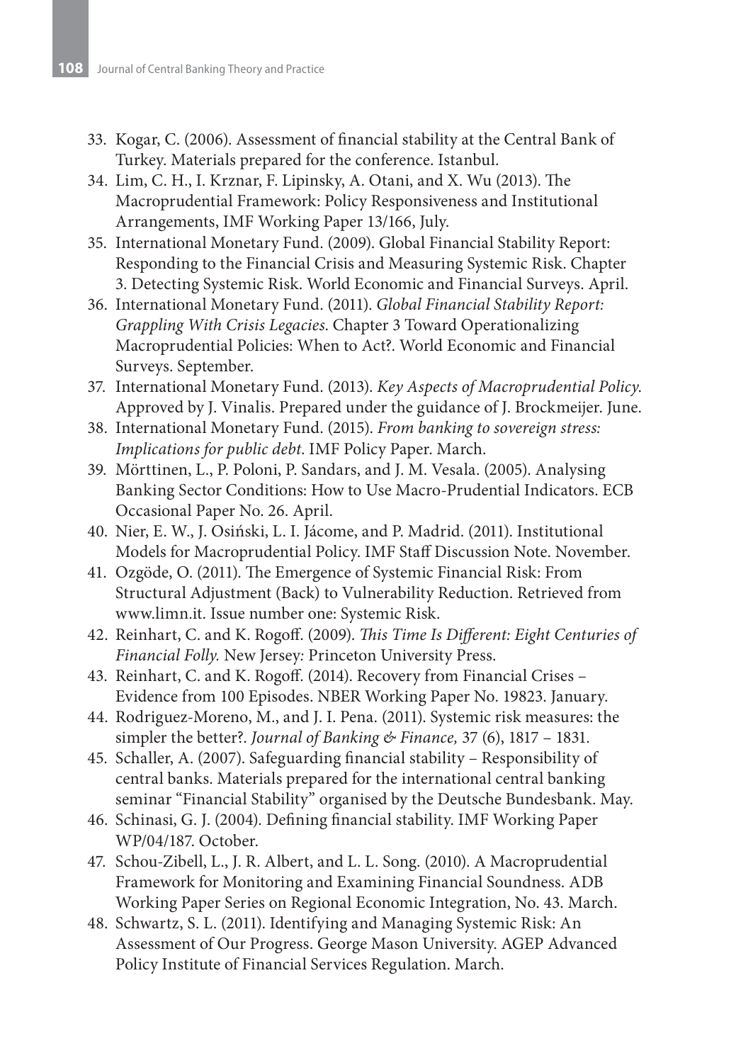33. Kogar, C. (2006). Assessment of financial stability at the Central Bank of Turkey. Materials prepared for the conference. Istanbul.
34. Lim, C. H., I. Krznar, F. Lipinsky, A. Otani, and X. Wu (2013). The Macroprudential Framework: Policy Responsiveness and Institutional Arrangements, IMF Working Paper 13/166, July.
35. International Monetary Fund. (2009). Global Financial Stability Report: Responding to the Financial Crisis and Measuring Systemic Risk. Chapter 3. Detecting Systemic Risk. World Economic and Financial Surveys. April.
36. International Monetary Fund. (2011). *Global Financial Stability Report: Grappling With Crisis Legacies*. Chapter 3 Toward Operationalizing Macroprudential Policies: When to Act?. World Economic and Financial Surveys. September.
37. International Monetary Fund. (2013). *Key Aspects of Macroprudential Policy*. Approved by J. Vinalis. Prepared under the guidance of J. Brockmeijer. June.
38. International Monetary Fund. (2015). *From banking to sovereign stress: Implications for public debt*. IMF Policy Paper. March.
39. Mörttinen, L., P. Poloni, P. Sandars, and J. M. Vesala. (2005). Analysing Banking Sector Conditions: How to Use Macro-Prudential Indicators. ECB Occasional Paper No. 26. April.
40. Nier, E. W., J. Osiński, L. I. Jácome, and P. Madrid. (2011). Institutional Models for Macroprudential Policy. IMF Staff Discussion Note. November.
41. Ozgöde, O. (2011). The Emergence of Systemic Financial Risk: From Structural Adjustment (Back) to Vulnerability Reduction. Retrieved from www.limn.it. Issue number one: Systemic Risk.
42. Reinhart, C. and K. Rogoff. (2009). *This Time Is Different: Eight Centuries of Financial Folly.* New Jersey: Princeton University Press.
43. Reinhart, C. and K. Rogoff. (2014). Recovery from Financial Crises – Evidence from 100 Episodes. NBER Working Paper No. 19823. January.
44. Rodriguez-Moreno, M., and J. I. Pena. (2011). Systemic risk measures: the simpler the better?. *Journal of Banking & Finance,* 37 (6), 1817 – 1831.
45. Schaller, A. (2007). Safeguarding financial stability – Responsibility of central banks. Materials prepared for the international central banking seminar "Financial Stability" organised by the Deutsche Bundesbank. May.
46. Schinasi, G. J. (2004). Defining financial stability. IMF Working Paper WP/04/187. October.
47. Schou-Zibell, L., J. R. Albert, and L. L. Song. (2010). A Macroprudential Framework for Monitoring and Examining Financial Soundness. ADB Working Paper Series on Regional Economic Integration, No. 43. March.
48. Schwartz, S. L. (2011). Identifying and Managing Systemic Risk: An Assessment of Our Progress. George Mason University. AGEP Advanced Policy Institute of Financial Services Regulation. March.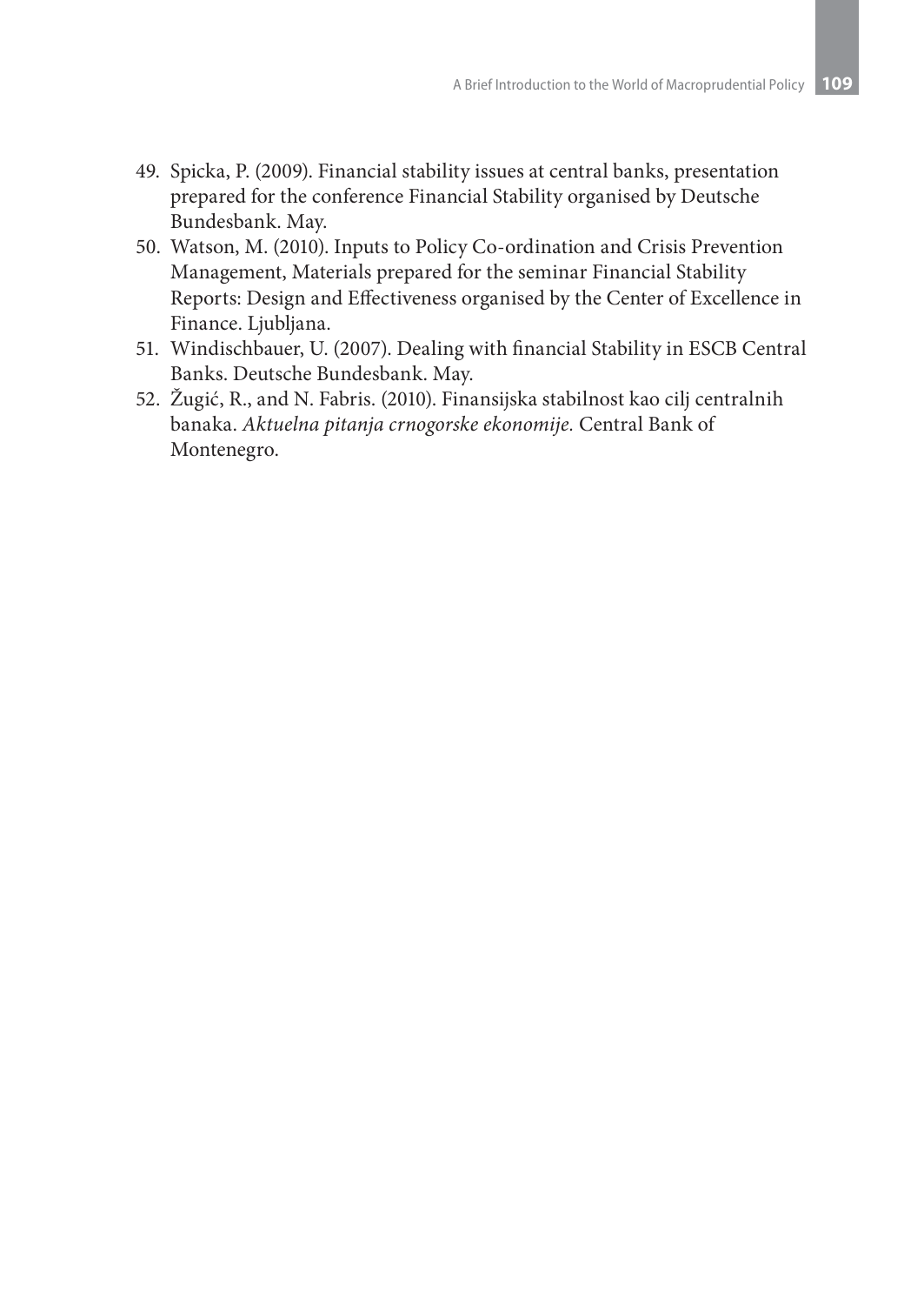49. Spicka, P. (2009). Financial stability issues at central banks, presentation prepared for the conference Financial Stability organised by Deutsche Bundesbank. May.
50. Watson, M. (2010). Inputs to Policy Co-ordination and Crisis Prevention Management, Materials prepared for the seminar Financial Stability Reports: Design and Effectiveness organised by the Center of Excellence in Finance. Ljubljana.
51. Windischbauer, U. (2007). Dealing with financial Stability in ESCB Central Banks. Deutsche Bundesbank. May.
52. Žugić, R., and N. Fabris. (2010). Finansijska stabilnost kao cilj centralnih banaka. *Aktuelna pitanja crnogorske ekonomije.* Central Bank of Montenegro.